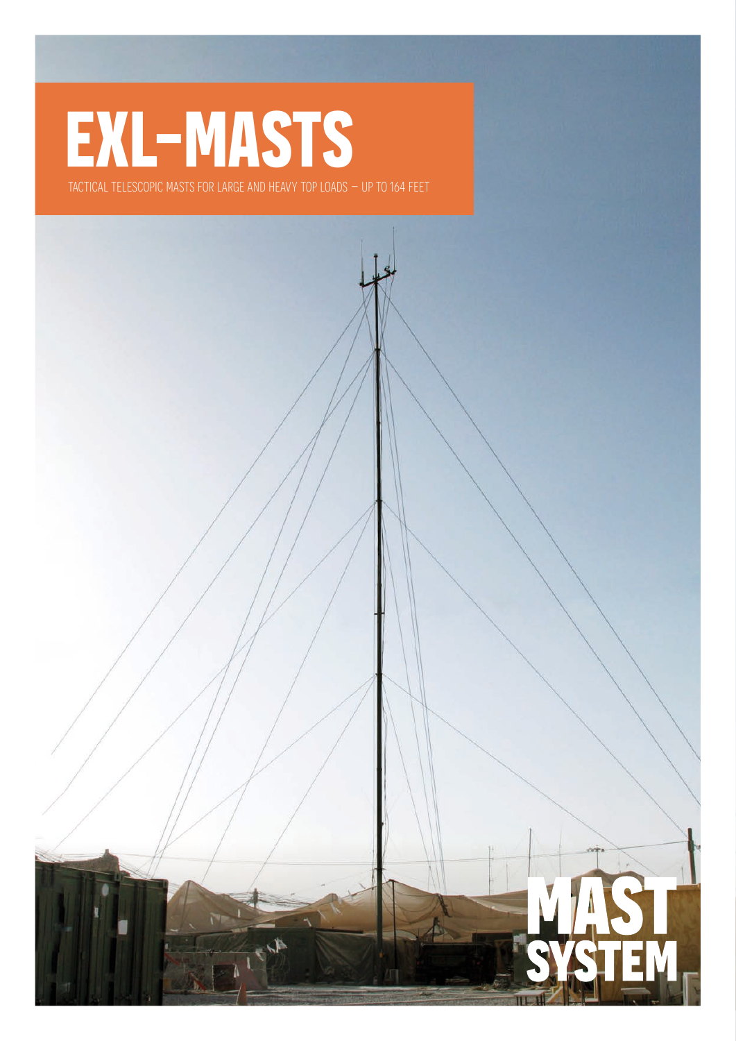# EXL-MASTS

TACTICAL TELESCOPIC MASTS FOR LARGE AND HEAVY TOP LOADS – UP TO 164 FEET

MAST SYSTEM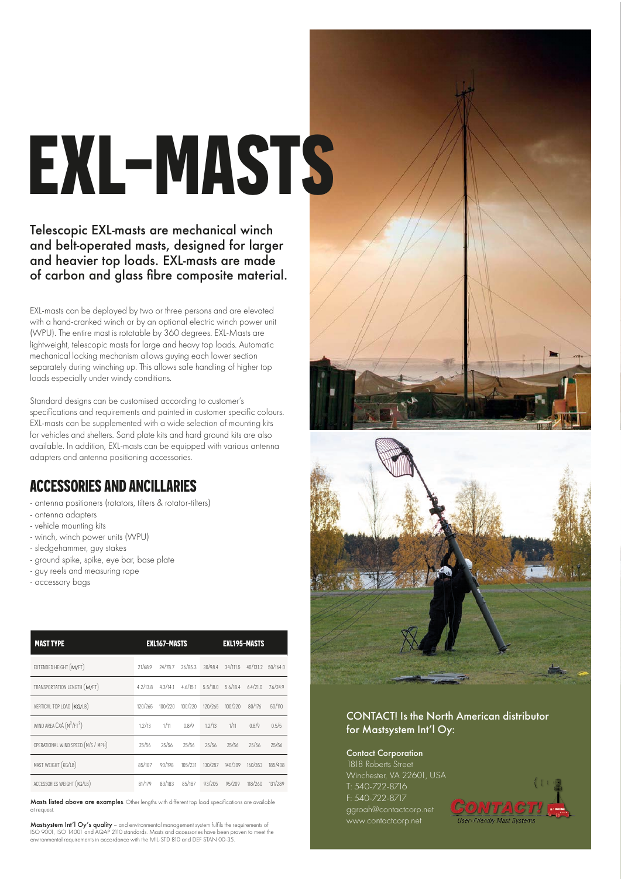# EXL-MASTS

Telescopic EXL-masts are mechanical winch and belt-operated masts, designed for larger and heavier top loads. EXL-masts are made of carbon and glass fibre composite material.

EXL-masts can be deployed by two or three persons and are elevated with a hand-cranked winch or by an optional electric winch power unit (WPU). The entire mast is rotatable by 360 degrees. EXL-Masts are lightweight, telescopic masts for large and heavy top loads. Automatic mechanical locking mechanism allows guying each lower section separately during winching up. This allows safe handling of higher top loads especially under windy conditions.

Standard designs can be customised according to customer's specifications and requirements and painted in customer specific colours. EXL-masts can be supplemented with a wide selection of mounting kits for vehicles and shelters. Sand plate kits and hard ground kits are also available. In addition, EXL-masts can be equipped with various antenna adapters and antenna positioning accessories.

## ACCESSORIES AND ANCILLARIES

- antenna positioners (rotators, tilters & rotator-tilters)
- antenna adapters
- vehicle mounting kits
- winch, winch power units (WPU)
- sledgehammer, guy stakes
- ground spike, spike, eye bar, base plate
- guy reels and measuring rope
- accessory bags

| MAST TYPE | EXL167-MASTS | | | EXL195-MASTS | | | |
|---|---|---|---|---|---|---|---|
| EXTENDED HEIGHT (M/FT) | 21/68.9 | 24/78.7 | 26/85.3 | 30/98.4 | 34/111.5 | 40/131.2 | 50/164.0 |
| TRANSPORTATION LENGTH (M/FT) | 4.2/13.8 | 4.3/14.1 | 4.6/15.1 | 5.5/18.0 | 5.6/18.4 | 6.4/21.0 | 7.6/24.9 |
| VERTICAL TOP LOAD (KG/LB) | 120/265 | 100/220 | 100/220 | 120/265 | 100/220 | 80/176 | 50/110 |
| WIND AREA CXA ($M^2/FT^2$) | 1.2/13 | 1/11 | 0.8/9 | 1.2/13 | 1/11 | 0.8/9 | 0.5/5 |
| OPERATIONAL WIND SPEED (M/S / MPH) | 25/56 | 25/56 | 25/56 | 25/56 | 25/56 | 25/56 | 25/56 |
| MAST WEIGHT (KG/LB) | 85/187 | 90/198 | 105/231 | 130/287 | 140/309 | 160/353 | 185/408 |
| ACCESSORIES WEIGHT (KG/LB) | 81/179 | 83/183 | 85/187 | 93/205 | 95/209 | 118/260 | 131/289 |

**Masts listed above are examples**. Other lengths with different top load specifications are available at request.

**Mastsystem Int'l Oy's quality** – and environmental management system fulfils the requirements of ISO 9001, ISO 14001 and AQAP 2110 standards. Masts and accessories have been proven to meet the environmental requirements in accordance with the MIL-STD 810 and DEF STAN 00-35.

CONTACT! Is the North American distributor for Mastsystem Int'l Oy:

**Contact Corporation**
1818 Roberts Street
Winchester, VA 22601, USA
T: 540-722-8716
F: 540-722-8717
ggroah@contactcorp.net
www.contactcorp.net

CONTACT! User-Friendly Mast Systems